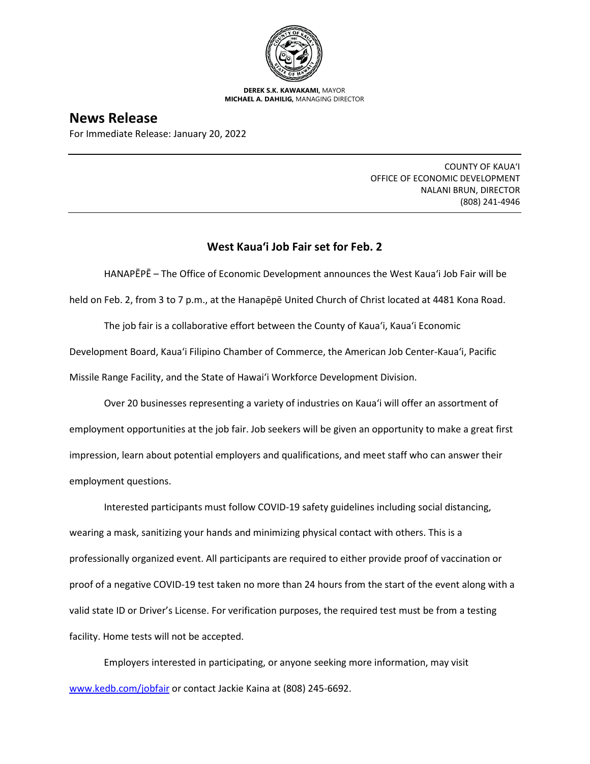**DEREK S.K. KAWAKAMI,** MAYOR
**MICHAEL A. DAHILIG,** MANAGING DIRECTOR

# News Release

For Immediate Release: January 20, 2022

COUNTY OF KAUAʻI
OFFICE OF ECONOMIC DEVELOPMENT
NALANI BRUN, DIRECTOR
(808) 241-4946

## West Kauaʻi Job Fair set for Feb. 2

HANAPĒPĒ – The Office of Economic Development announces the West Kauaʻi Job Fair will be held on Feb. 2, from 3 to 7 p.m., at the Hanapēpē United Church of Christ located at 4481 Kona Road.

The job fair is a collaborative effort between the County of Kauaʻi, Kauaʻi Economic Development Board, Kauaʻi Filipino Chamber of Commerce, the American Job Center-Kauaʻi, Pacific Missile Range Facility, and the State of Hawaiʻi Workforce Development Division.

Over 20 businesses representing a variety of industries on Kauaʻi will offer an assortment of employment opportunities at the job fair. Job seekers will be given an opportunity to make a great first impression, learn about potential employers and qualifications, and meet staff who can answer their employment questions.

Interested participants must follow COVID-19 safety guidelines including social distancing, wearing a mask, sanitizing your hands and minimizing physical contact with others. This is a professionally organized event. All participants are required to either provide proof of vaccination or proof of a negative COVID-19 test taken no more than 24 hours from the start of the event along with a valid state ID or Driver's License. For verification purposes, the required test must be from a testing facility. Home tests will not be accepted.

Employers interested in participating, or anyone seeking more information, may visit [www.kedb.com/jobfair](www.kedb.com/jobfair) or contact Jackie Kaina at (808) 245-6692.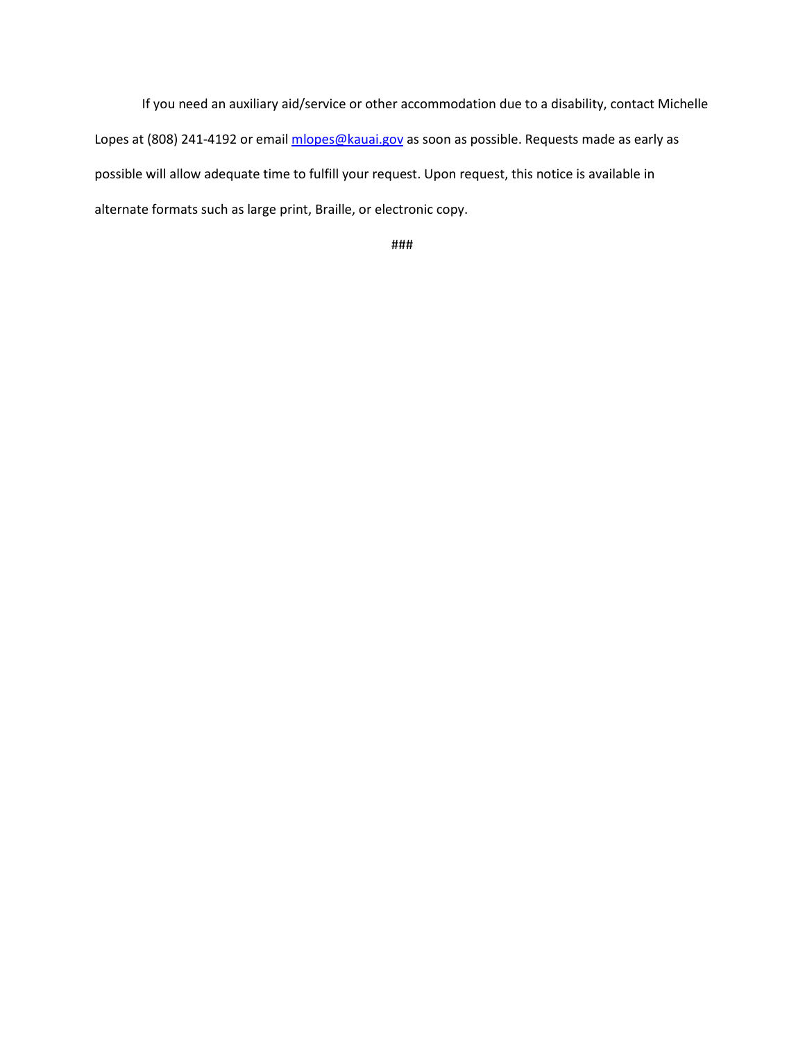If you need an auxiliary aid/service or other accommodation due to a disability, contact Michelle Lopes at (808) 241-4192 or email [mlopes@kauai.gov](mailto:mlopes@kauai.gov) as soon as possible. Requests made as early as possible will allow adequate time to fulfill your request. Upon request, this notice is available in alternate formats such as large print, Braille, or electronic copy.

###